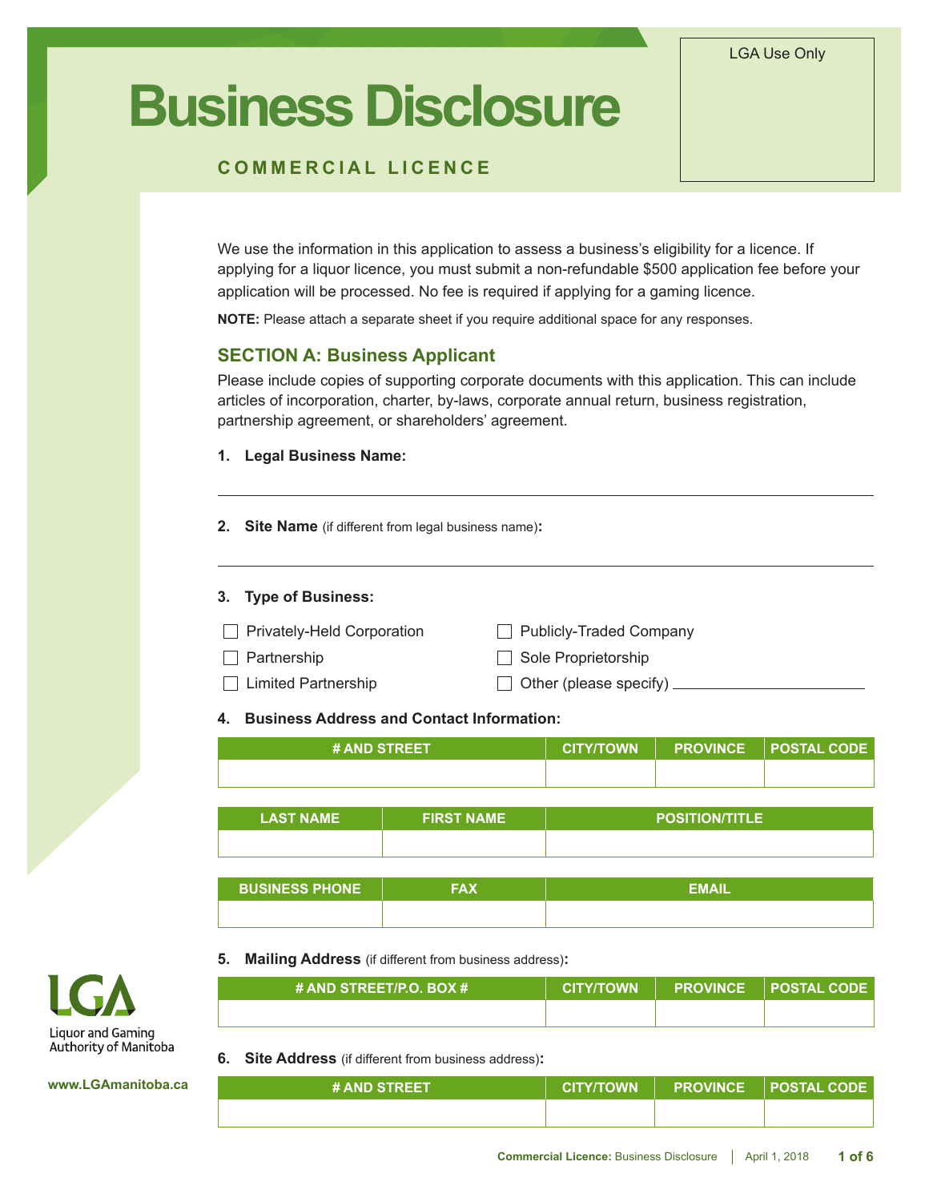LGA Use Only

# Business Disclosure

**COMMERCIAL LICENCE**

We use the information in this application to assess a business's eligibility for a licence. If applying for a liquor licence, you must submit a non-refundable $500 application fee before your application will be processed. No fee is required if applying for a gaming licence.

**NOTE:** Please attach a separate sheet if you require additional space for any responses.

## SECTION A: Business Applicant

Please include copies of supporting corporate documents with this application. This can include articles of incorporation, charter, by-laws, corporate annual return, business registration, partnership agreement, or shareholders' agreement.

**1. Legal Business Name:**

______________________________

**2. Site Name** (if different from legal business name)**:**

______________________________

**3. Type of Business:**

- ☐ Privately-Held Corporation
- ☐ Publicly-Traded Company
- ☐ Partnership
- ☐ Sole Proprietorship
- ☐ Limited Partnership
- ☐ Other (please specify) ____________

**4. Business Address and Contact Information:**

| # AND STREET | CITY/TOWN | PROVINCE | POSTAL CODE |
|---|---|---|---|
| | | | |

| LAST NAME | FIRST NAME | POSITION/TITLE |
|---|---|---|
| | | |

| BUSINESS PHONE | FAX | EMAIL |
|---|---|---|
| | | |

**5. Mailing Address** (if different from business address)**:**

| # AND STREET/P.O. BOX # | CITY/TOWN | PROVINCE | POSTAL CODE |
|---|---|---|---|
| | | | |

**6. Site Address** (if different from business address)**:**

| # AND STREET | CITY/TOWN | PROVINCE | POSTAL CODE |
|---|---|---|---|
| | | | |

LGA Liquor and Gaming Authority of Manitoba

www.LGAmanitoba.ca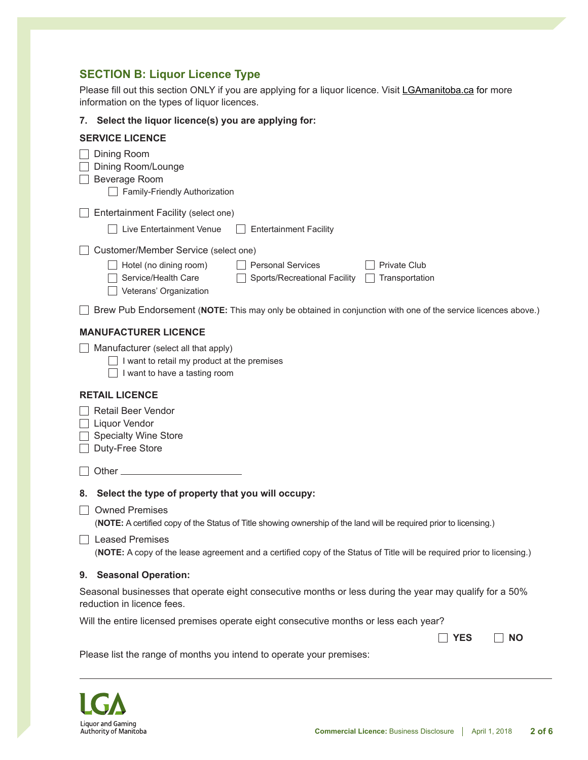## SECTION B: Liquor Licence Type

Please fill out this section ONLY if you are applying for a liquor licence. Visit LGAmanitoba.ca for more information on the types of liquor licences.

**7. Select the liquor licence(s) you are applying for:**

**SERVICE LICENCE**

- ☐ Dining Room
- ☐ Dining Room/Lounge
- ☐ Beverage Room
  - ☐ Family-Friendly Authorization
- ☐ Entertainment Facility (select one)
  - ☐ Live Entertainment Venue
  - ☐ Entertainment Facility
- ☐ Customer/Member Service (select one)
  - ☐ Hotel (no dining room)
  - ☐ Personal Services
  - ☐ Private Club
  - ☐ Service/Health Care
  - ☐ Sports/Recreational Facility
  - ☐ Transportation
  - ☐ Veterans' Organization
- ☐ Brew Pub Endorsement (**NOTE:** This may only be obtained in conjunction with one of the service licences above.)

**MANUFACTURER LICENCE**

- ☐ Manufacturer (select all that apply)
  - ☐ I want to retail my product at the premises
  - ☐ I want to have a tasting room

**RETAIL LICENCE**

- ☐ Retail Beer Vendor
- ☐ Liquor Vendor
- ☐ Specialty Wine Store
- ☐ Duty-Free Store

- ☐ Other ______________________

**8. Select the type of property that you will occupy:**

- ☐ Owned Premises
  (**NOTE:** A certified copy of the Status of Title showing ownership of the land will be required prior to licensing.)
- ☐ Leased Premises
  (**NOTE:** A copy of the lease agreement and a certified copy of the Status of Title will be required prior to licensing.)

**9. Seasonal Operation:**

Seasonal businesses that operate eight consecutive months or less during the year may qualify for a 50% reduction in licence fees.

Will the entire licensed premises operate eight consecutive months or less each year?

☐ **YES** ☐ **NO**

Please list the range of months you intend to operate your premises:

______________________________________________________________________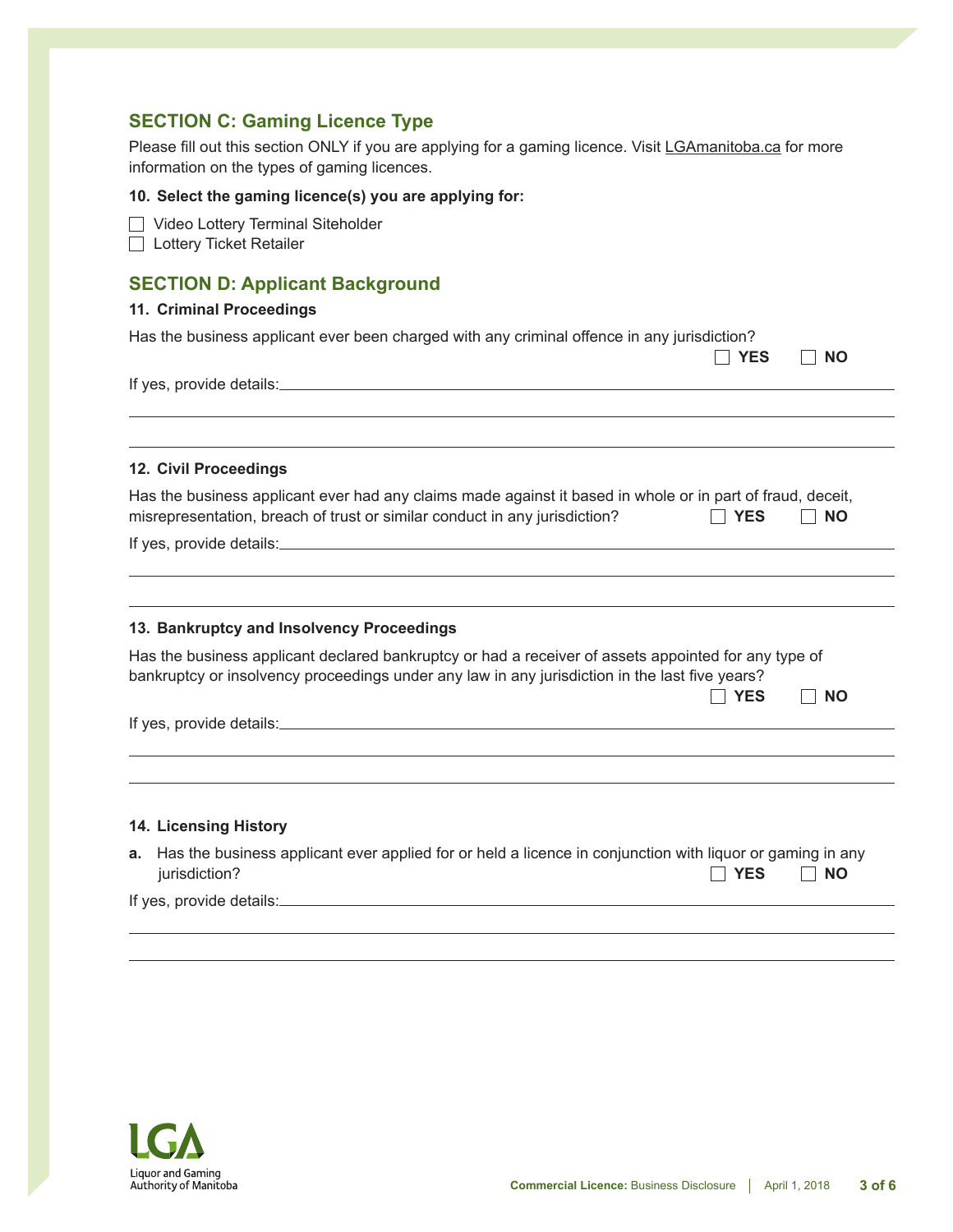## SECTION C: Gaming Licence Type

Please fill out this section ONLY if you are applying for a gaming licence. Visit LGAmanitoba.ca for more information on the types of gaming licences.

**10. Select the gaming licence(s) you are applying for:**

- ☐ Video Lottery Terminal Siteholder
- ☐ Lottery Ticket Retailer

## SECTION D: Applicant Background

**11. Criminal Proceedings**

Has the business applicant ever been charged with any criminal offence in any jurisdiction?

☐ **YES** ☐ **NO**

If yes, provide details: ______________________________________________

______________________________________________

______________________________________________

**12. Civil Proceedings**

Has the business applicant ever had any claims made against it based in whole or in part of fraud, deceit, misrepresentation, breach of trust or similar conduct in any jurisdiction? ☐ **YES** ☐ **NO**

If yes, provide details: ______________________________________________

______________________________________________

______________________________________________

**13. Bankruptcy and Insolvency Proceedings**

Has the business applicant declared bankruptcy or had a receiver of assets appointed for any type of bankruptcy or insolvency proceedings under any law in any jurisdiction in the last five years?

☐ **YES** ☐ **NO**

If yes, provide details: ______________________________________________

______________________________________________

______________________________________________

**14. Licensing History**

**a.** Has the business applicant ever applied for or held a licence in conjunction with liquor or gaming in any jurisdiction? ☐ **YES** ☐ **NO**

If yes, provide details: ______________________________________________

______________________________________________

______________________________________________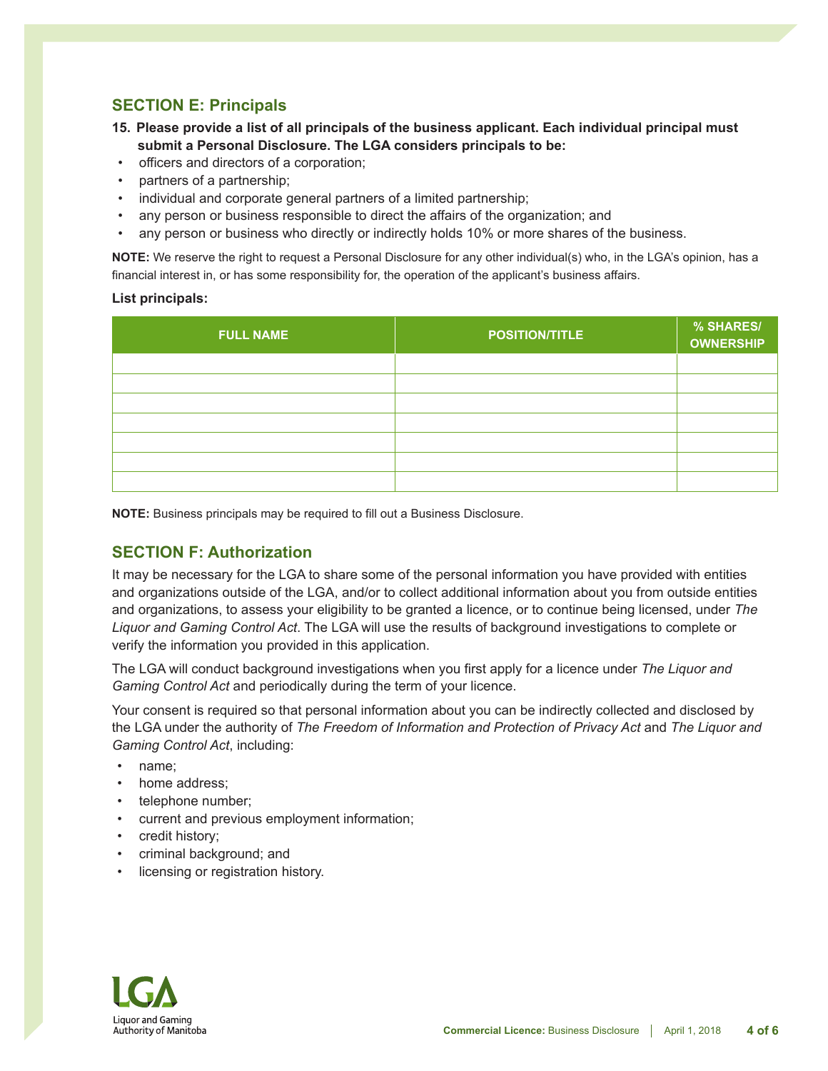## SECTION E: Principals

**15. Please provide a list of all principals of the business applicant. Each individual principal must submit a Personal Disclosure. The LGA considers principals to be:**

- officers and directors of a corporation;
- partners of a partnership;
- individual and corporate general partners of a limited partnership;
- any person or business responsible to direct the affairs of the organization; and
- any person or business who directly or indirectly holds 10% or more shares of the business.

**NOTE:** We reserve the right to request a Personal Disclosure for any other individual(s) who, in the LGA's opinion, has a financial interest in, or has some responsibility for, the operation of the applicant's business affairs.

**List principals:**

| FULL NAME | POSITION/TITLE | % SHARES/ OWNERSHIP |
|---|---|---|
| | | |
| | | |
| | | |
| | | |
| | | |
| | | |
| | | |

**NOTE:** Business principals may be required to fill out a Business Disclosure.

## SECTION F: Authorization

It may be necessary for the LGA to share some of the personal information you have provided with entities and organizations outside of the LGA, and/or to collect additional information about you from outside entities and organizations, to assess your eligibility to be granted a licence, or to continue being licensed, under *The Liquor and Gaming Control Act*. The LGA will use the results of background investigations to complete or verify the information you provided in this application.

The LGA will conduct background investigations when you first apply for a licence under *The Liquor and Gaming Control Act* and periodically during the term of your licence.

Your consent is required so that personal information about you can be indirectly collected and disclosed by the LGA under the authority of *The Freedom of Information and Protection of Privacy Act* and *The Liquor and Gaming Control Act*, including:

- name;
- home address;
- telephone number;
- current and previous employment information;
- credit history;
- criminal background; and
- licensing or registration history.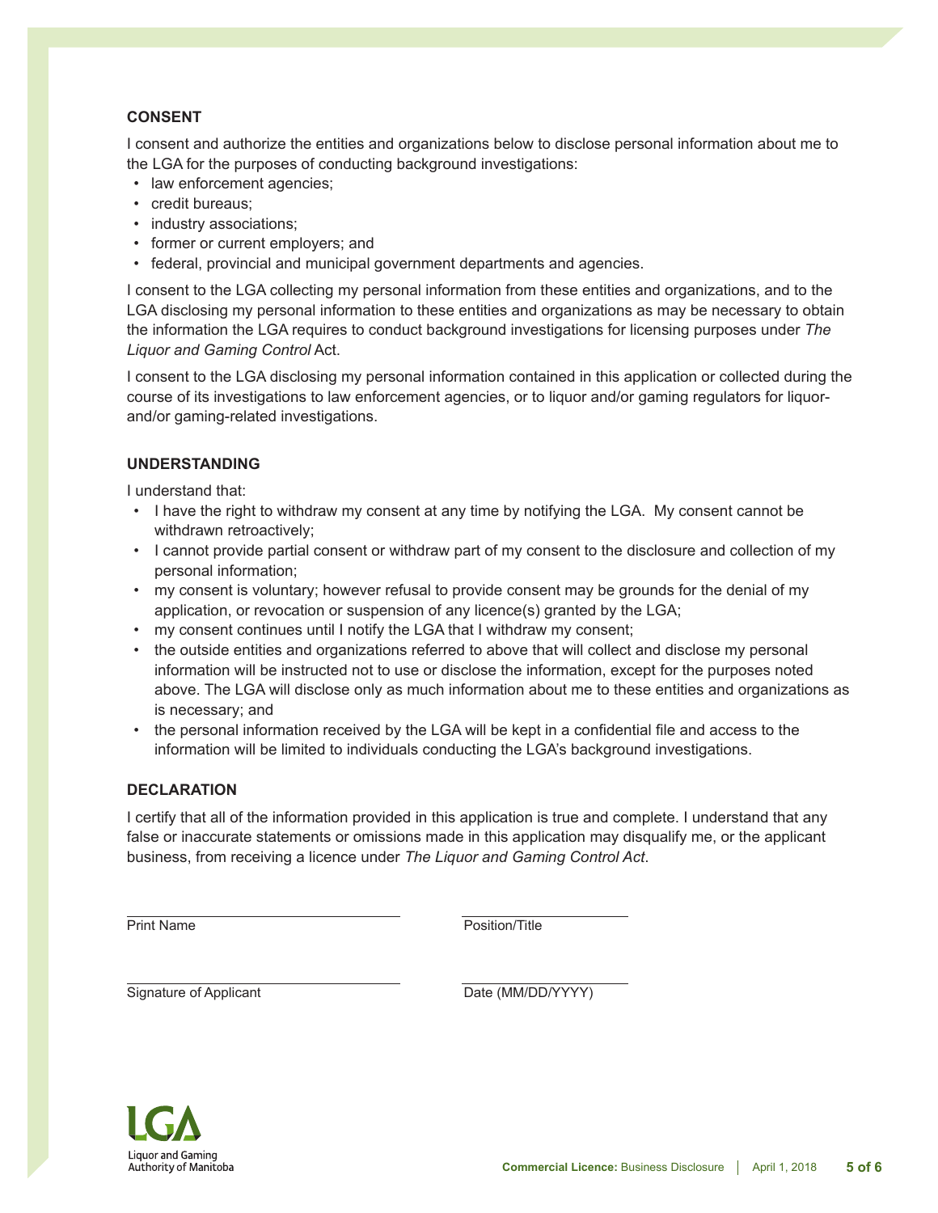## CONSENT

I consent and authorize the entities and organizations below to disclose personal information about me to the LGA for the purposes of conducting background investigations:

- law enforcement agencies;
- credit bureaus;
- industry associations;
- former or current employers; and
- federal, provincial and municipal government departments and agencies.

I consent to the LGA collecting my personal information from these entities and organizations, and to the LGA disclosing my personal information to these entities and organizations as may be necessary to obtain the information the LGA requires to conduct background investigations for licensing purposes under *The Liquor and Gaming Control* Act.

I consent to the LGA disclosing my personal information contained in this application or collected during the course of its investigations to law enforcement agencies, or to liquor and/or gaming regulators for liquor- and/or gaming-related investigations.

## UNDERSTANDING

I understand that:

- I have the right to withdraw my consent at any time by notifying the LGA. My consent cannot be withdrawn retroactively;
- I cannot provide partial consent or withdraw part of my consent to the disclosure and collection of my personal information;
- my consent is voluntary; however refusal to provide consent may be grounds for the denial of my application, or revocation or suspension of any licence(s) granted by the LGA;
- my consent continues until I notify the LGA that I withdraw my consent;
- the outside entities and organizations referred to above that will collect and disclose my personal information will be instructed not to use or disclose the information, except for the purposes noted above. The LGA will disclose only as much information about me to these entities and organizations as is necessary; and
- the personal information received by the LGA will be kept in a confidential file and access to the information will be limited to individuals conducting the LGA's background investigations.

## DECLARATION

I certify that all of the information provided in this application is true and complete. I understand that any false or inaccurate statements or omissions made in this application may disqualify me, or the applicant business, from receiving a licence under *The Liquor and Gaming Control Act*.

______________________________ ______________________________
Print Name Position/Title

______________________________ ______________________________
Signature of Applicant Date (MM/DD/YYYY)

Liquor and Gaming Authority of Manitoba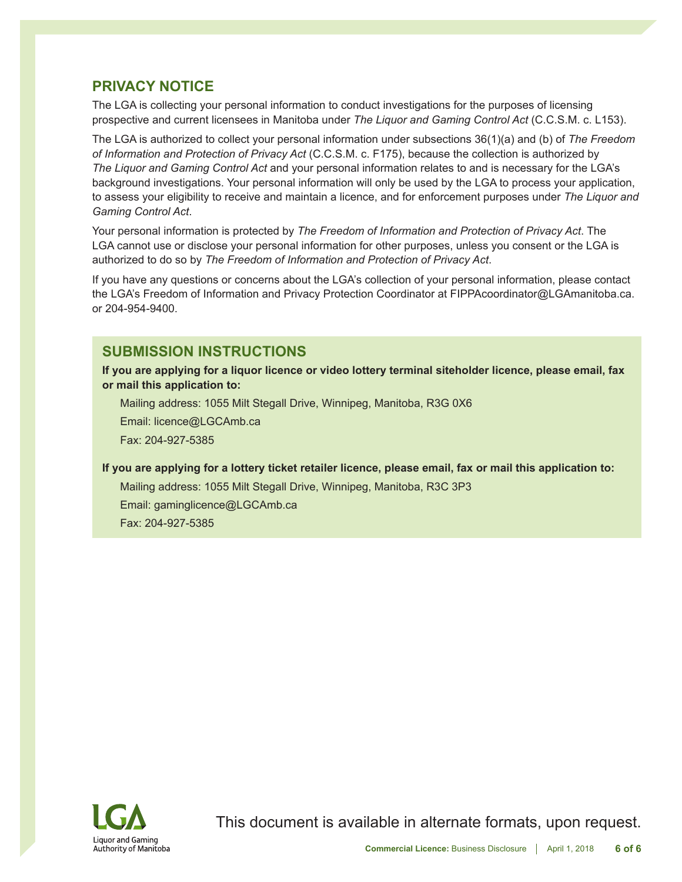## PRIVACY NOTICE

The LGA is collecting your personal information to conduct investigations for the purposes of licensing prospective and current licensees in Manitoba under *The Liquor and Gaming Control Act* (C.C.S.M. c. L153).

The LGA is authorized to collect your personal information under subsections 36(1)(a) and (b) of *The Freedom of Information and Protection of Privacy Act* (C.C.S.M. c. F175), because the collection is authorized by *The Liquor and Gaming Control Act* and your personal information relates to and is necessary for the LGA's background investigations. Your personal information will only be used by the LGA to process your application, to assess your eligibility to receive and maintain a licence, and for enforcement purposes under *The Liquor and Gaming Control Act*.

Your personal information is protected by *The Freedom of Information and Protection of Privacy Act*. The LGA cannot use or disclose your personal information for other purposes, unless you consent or the LGA is authorized to do so by *The Freedom of Information and Protection of Privacy Act*.

If you have any questions or concerns about the LGA's collection of your personal information, please contact the LGA's Freedom of Information and Privacy Protection Coordinator at FIPPAcoordinator@LGAmanitoba.ca. or 204-954-9400.

## SUBMISSION INSTRUCTIONS

**If you are applying for a liquor licence or video lottery terminal siteholder licence, please email, fax or mail this application to:**

Mailing address: 1055 Milt Stegall Drive, Winnipeg, Manitoba, R3G 0X6

Email: licence@LGCAmb.ca

Fax: 204-927-5385

**If you are applying for a lottery ticket retailer licence, please email, fax or mail this application to:**

Mailing address: 1055 Milt Stegall Drive, Winnipeg, Manitoba, R3C 3P3

Email: gaminglicence@LGCAmb.ca

Fax: 204-927-5385

LGA
Liquor and Gaming Authority of Manitoba

This document is available in alternate formats, upon request.